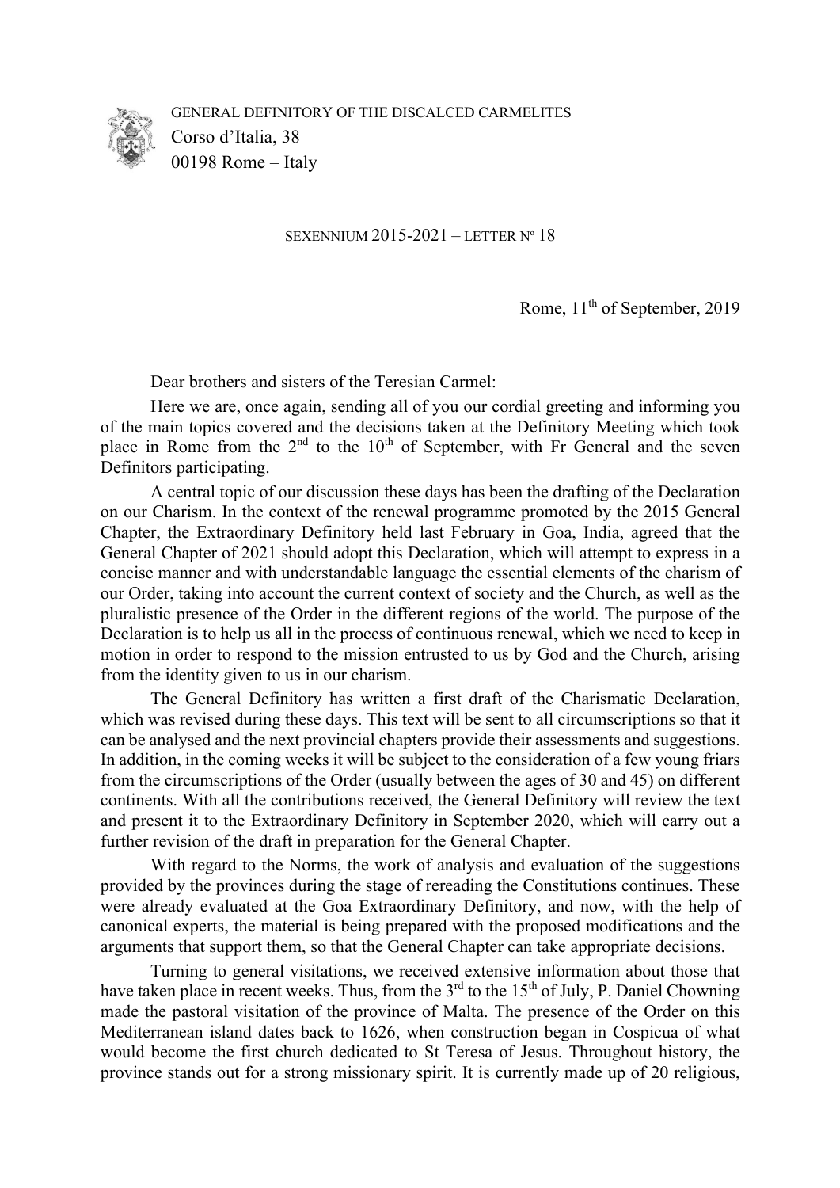GENERAL DEFINITORY OF THE DISCALCED CARMELITES
Corso d'Italia, 38
00198 Rome – Italy

SEXENNIUM 2015-2021 – LETTER Nº 18

Rome, 11th of September, 2019

Dear brothers and sisters of the Teresian Carmel:

Here we are, once again, sending all of you our cordial greeting and informing you of the main topics covered and the decisions taken at the Definitory Meeting which took place in Rome from the 2nd to the 10th of September, with Fr General and the seven Definitors participating.

A central topic of our discussion these days has been the drafting of the Declaration on our Charism. In the context of the renewal programme promoted by the 2015 General Chapter, the Extraordinary Definitory held last February in Goa, India, agreed that the General Chapter of 2021 should adopt this Declaration, which will attempt to express in a concise manner and with understandable language the essential elements of the charism of our Order, taking into account the current context of society and the Church, as well as the pluralistic presence of the Order in the different regions of the world. The purpose of the Declaration is to help us all in the process of continuous renewal, which we need to keep in motion in order to respond to the mission entrusted to us by God and the Church, arising from the identity given to us in our charism.

The General Definitory has written a first draft of the Charismatic Declaration, which was revised during these days. This text will be sent to all circumscriptions so that it can be analysed and the next provincial chapters provide their assessments and suggestions. In addition, in the coming weeks it will be subject to the consideration of a few young friars from the circumscriptions of the Order (usually between the ages of 30 and 45) on different continents. With all the contributions received, the General Definitory will review the text and present it to the Extraordinary Definitory in September 2020, which will carry out a further revision of the draft in preparation for the General Chapter.

With regard to the Norms, the work of analysis and evaluation of the suggestions provided by the provinces during the stage of rereading the Constitutions continues. These were already evaluated at the Goa Extraordinary Definitory, and now, with the help of canonical experts, the material is being prepared with the proposed modifications and the arguments that support them, so that the General Chapter can take appropriate decisions.

Turning to general visitations, we received extensive information about those that have taken place in recent weeks. Thus, from the 3rd to the 15th of July, P. Daniel Chowning made the pastoral visitation of the province of Malta. The presence of the Order on this Mediterranean island dates back to 1626, when construction began in Cospicua of what would become the first church dedicated to St Teresa of Jesus. Throughout history, the province stands out for a strong missionary spirit. It is currently made up of 20 religious,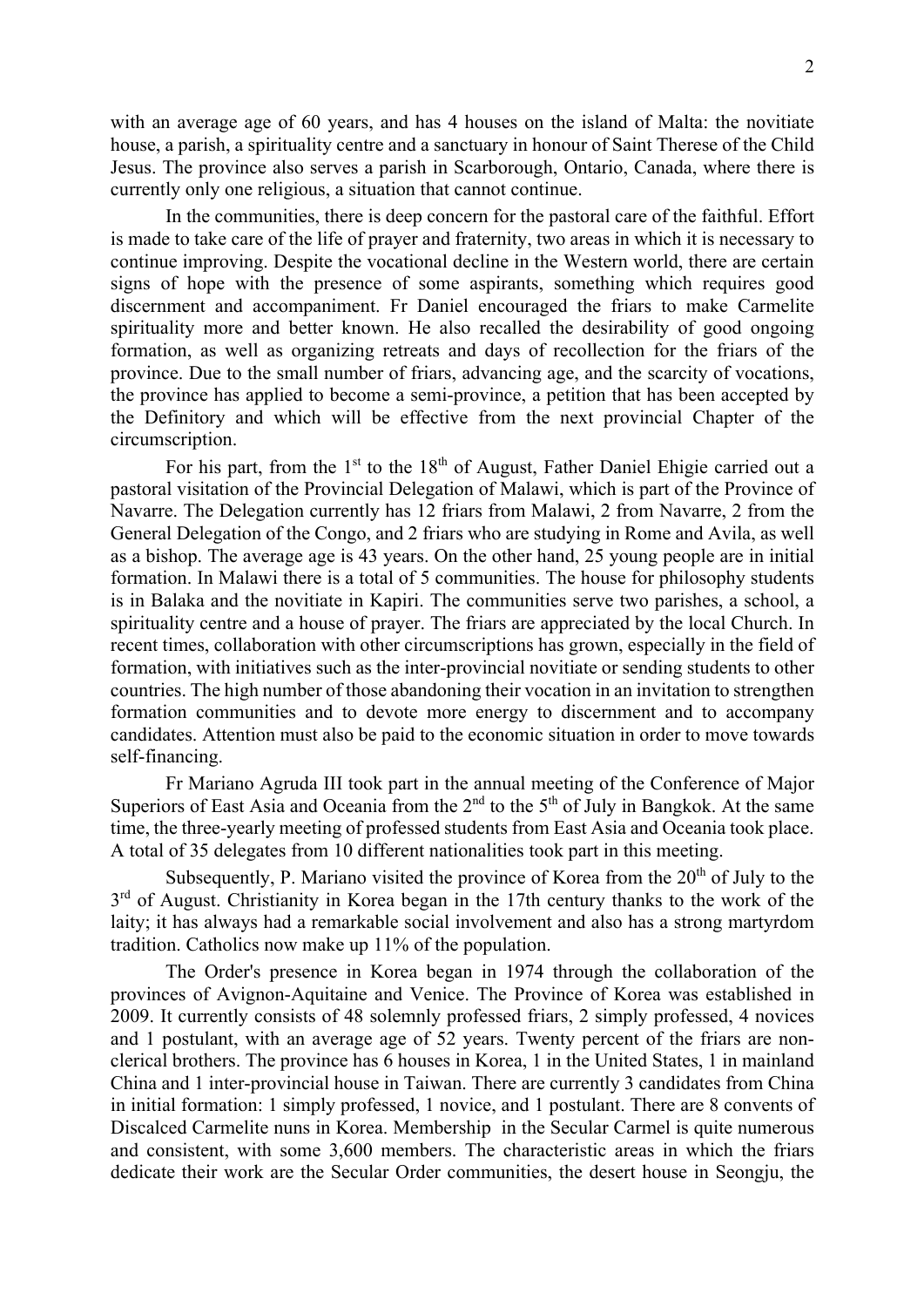with an average age of 60 years, and has 4 houses on the island of Malta: the novitiate house, a parish, a spirituality centre and a sanctuary in honour of Saint Therese of the Child Jesus. The province also serves a parish in Scarborough, Ontario, Canada, where there is currently only one religious, a situation that cannot continue.

In the communities, there is deep concern for the pastoral care of the faithful. Effort is made to take care of the life of prayer and fraternity, two areas in which it is necessary to continue improving. Despite the vocational decline in the Western world, there are certain signs of hope with the presence of some aspirants, something which requires good discernment and accompaniment. Fr Daniel encouraged the friars to make Carmelite spirituality more and better known. He also recalled the desirability of good ongoing formation, as well as organizing retreats and days of recollection for the friars of the province. Due to the small number of friars, advancing age, and the scarcity of vocations, the province has applied to become a semi-province, a petition that has been accepted by the Definitory and which will be effective from the next provincial Chapter of the circumscription.

For his part, from the 1st to the 18th of August, Father Daniel Ehigie carried out a pastoral visitation of the Provincial Delegation of Malawi, which is part of the Province of Navarre. The Delegation currently has 12 friars from Malawi, 2 from Navarre, 2 from the General Delegation of the Congo, and 2 friars who are studying in Rome and Avila, as well as a bishop. The average age is 43 years. On the other hand, 25 young people are in initial formation. In Malawi there is a total of 5 communities. The house for philosophy students is in Balaka and the novitiate in Kapiri. The communities serve two parishes, a school, a spirituality centre and a house of prayer. The friars are appreciated by the local Church. In recent times, collaboration with other circumscriptions has grown, especially in the field of formation, with initiatives such as the inter-provincial novitiate or sending students to other countries. The high number of those abandoning their vocation in an invitation to strengthen formation communities and to devote more energy to discernment and to accompany candidates. Attention must also be paid to the economic situation in order to move towards self-financing.

Fr Mariano Agruda III took part in the annual meeting of the Conference of Major Superiors of East Asia and Oceania from the 2nd to the 5th of July in Bangkok. At the same time, the three-yearly meeting of professed students from East Asia and Oceania took place. A total of 35 delegates from 10 different nationalities took part in this meeting.

Subsequently, P. Mariano visited the province of Korea from the 20th of July to the 3rd of August. Christianity in Korea began in the 17th century thanks to the work of the laity; it has always had a remarkable social involvement and also has a strong martyrdom tradition. Catholics now make up 11% of the population.

The Order's presence in Korea began in 1974 through the collaboration of the provinces of Avignon-Aquitaine and Venice. The Province of Korea was established in 2009. It currently consists of 48 solemnly professed friars, 2 simply professed, 4 novices and 1 postulant, with an average age of 52 years. Twenty percent of the friars are non-clerical brothers. The province has 6 houses in Korea, 1 in the United States, 1 in mainland China and 1 inter-provincial house in Taiwan. There are currently 3 candidates from China in initial formation: 1 simply professed, 1 novice, and 1 postulant. There are 8 convents of Discalced Carmelite nuns in Korea. Membership in the Secular Carmel is quite numerous and consistent, with some 3,600 members. The characteristic areas in which the friars dedicate their work are the Secular Order communities, the desert house in Seongju, the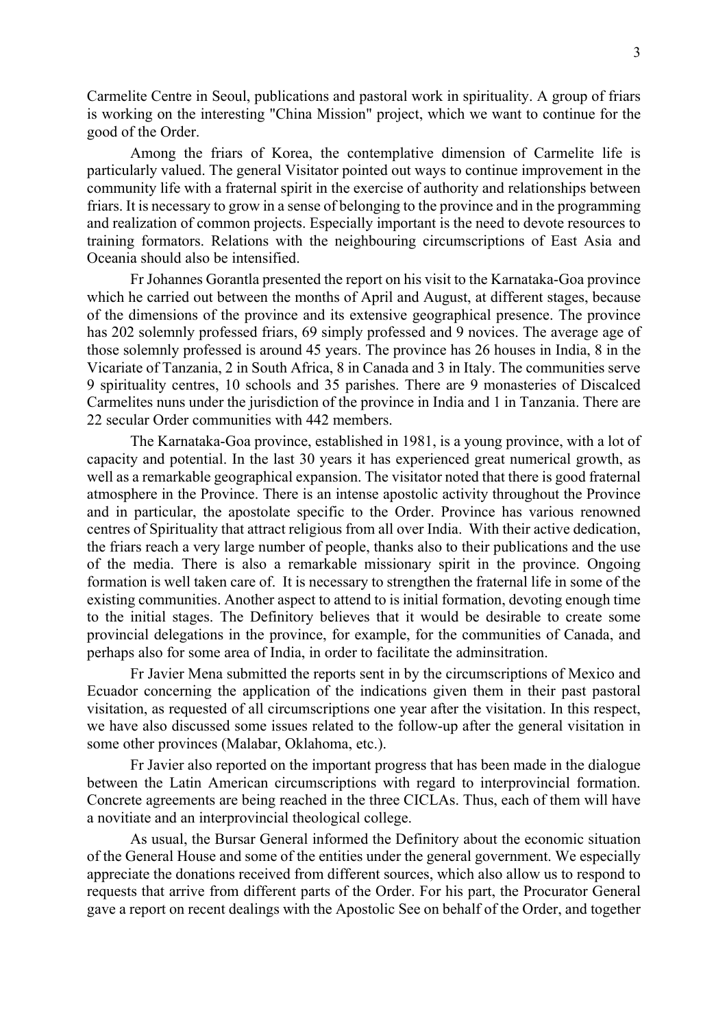Carmelite Centre in Seoul, publications and pastoral work in spirituality. A group of friars is working on the interesting "China Mission" project, which we want to continue for the good of the Order.

Among the friars of Korea, the contemplative dimension of Carmelite life is particularly valued. The general Visitator pointed out ways to continue improvement in the community life with a fraternal spirit in the exercise of authority and relationships between friars. It is necessary to grow in a sense of belonging to the province and in the programming and realization of common projects. Especially important is the need to devote resources to training formators. Relations with the neighbouring circumscriptions of East Asia and Oceania should also be intensified.

Fr Johannes Gorantla presented the report on his visit to the Karnataka-Goa province which he carried out between the months of April and August, at different stages, because of the dimensions of the province and its extensive geographical presence. The province has 202 solemnly professed friars, 69 simply professed and 9 novices. The average age of those solemnly professed is around 45 years. The province has 26 houses in India, 8 in the Vicariate of Tanzania, 2 in South Africa, 8 in Canada and 3 in Italy. The communities serve 9 spirituality centres, 10 schools and 35 parishes. There are 9 monasteries of Discalced Carmelites nuns under the jurisdiction of the province in India and 1 in Tanzania. There are 22 secular Order communities with 442 members.

The Karnataka-Goa province, established in 1981, is a young province, with a lot of capacity and potential. In the last 30 years it has experienced great numerical growth, as well as a remarkable geographical expansion. The visitator noted that there is good fraternal atmosphere in the Province. There is an intense apostolic activity throughout the Province and in particular, the apostolate specific to the Order. Province has various renowned centres of Spirituality that attract religious from all over India. With their active dedication, the friars reach a very large number of people, thanks also to their publications and the use of the media. There is also a remarkable missionary spirit in the province. Ongoing formation is well taken care of. It is necessary to strengthen the fraternal life in some of the existing communities. Another aspect to attend to is initial formation, devoting enough time to the initial stages. The Definitory believes that it would be desirable to create some provincial delegations in the province, for example, for the communities of Canada, and perhaps also for some area of India, in order to facilitate the adminsitration.

Fr Javier Mena submitted the reports sent in by the circumscriptions of Mexico and Ecuador concerning the application of the indications given them in their past pastoral visitation, as requested of all circumscriptions one year after the visitation. In this respect, we have also discussed some issues related to the follow-up after the general visitation in some other provinces (Malabar, Oklahoma, etc.).

Fr Javier also reported on the important progress that has been made in the dialogue between the Latin American circumscriptions with regard to interprovincial formation. Concrete agreements are being reached in the three CICLAs. Thus, each of them will have a novitiate and an interprovincial theological college.

As usual, the Bursar General informed the Definitory about the economic situation of the General House and some of the entities under the general government. We especially appreciate the donations received from different sources, which also allow us to respond to requests that arrive from different parts of the Order. For his part, the Procurator General gave a report on recent dealings with the Apostolic See on behalf of the Order, and together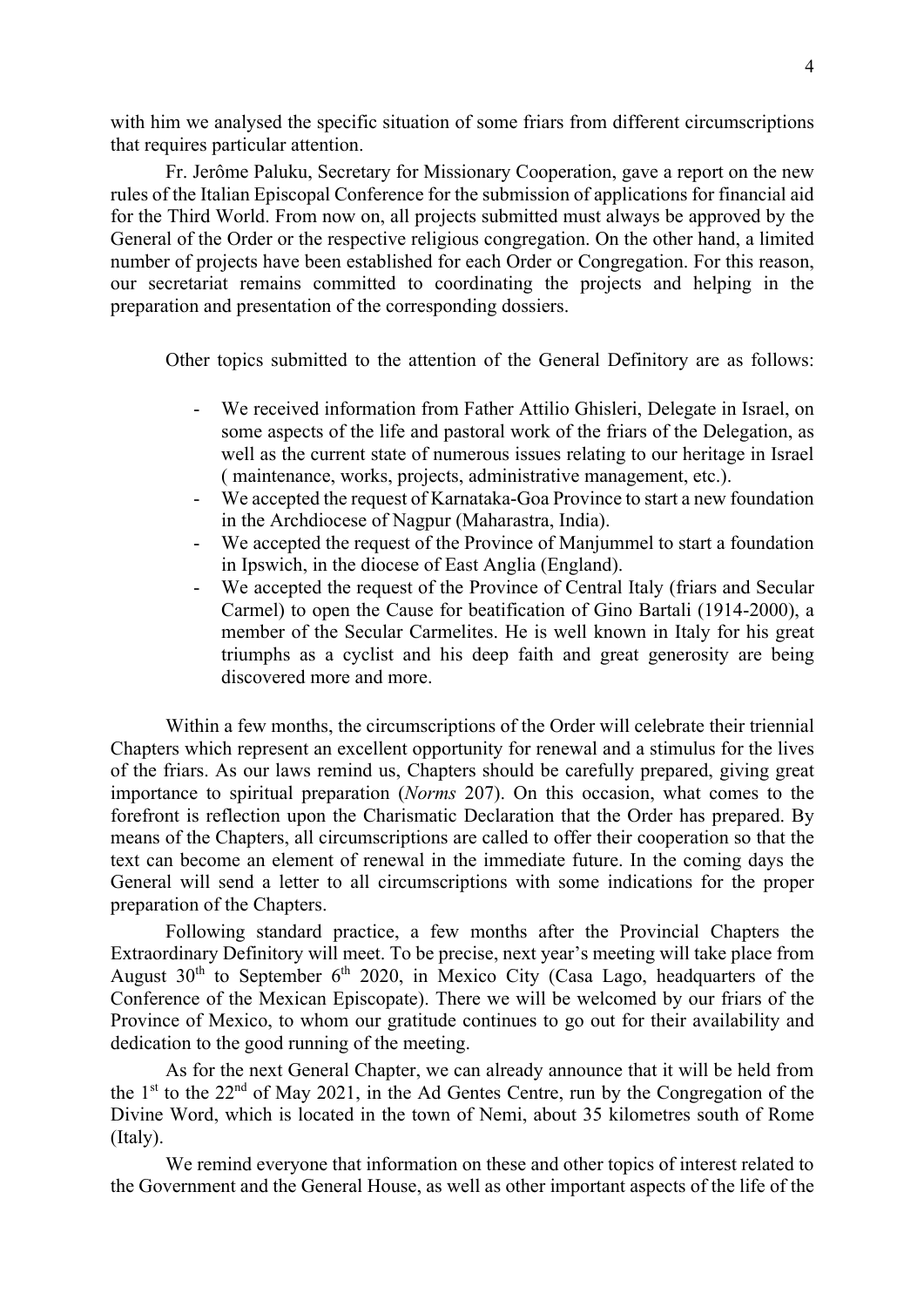with him we analysed the specific situation of some friars from different circumscriptions that requires particular attention.

Fr. Jerôme Paluku, Secretary for Missionary Cooperation, gave a report on the new rules of the Italian Episcopal Conference for the submission of applications for financial aid for the Third World. From now on, all projects submitted must always be approved by the General of the Order or the respective religious congregation. On the other hand, a limited number of projects have been established for each Order or Congregation. For this reason, our secretariat remains committed to coordinating the projects and helping in the preparation and presentation of the corresponding dossiers.

Other topics submitted to the attention of the General Definitory are as follows:

- We received information from Father Attilio Ghisleri, Delegate in Israel, on some aspects of the life and pastoral work of the friars of the Delegation, as well as the current state of numerous issues relating to our heritage in Israel ( maintenance, works, projects, administrative management, etc.).
- We accepted the request of Karnataka-Goa Province to start a new foundation in the Archdiocese of Nagpur (Maharastra, India).
- We accepted the request of the Province of Manjummel to start a foundation in Ipswich, in the diocese of East Anglia (England).
- We accepted the request of the Province of Central Italy (friars and Secular Carmel) to open the Cause for beatification of Gino Bartali (1914-2000), a member of the Secular Carmelites. He is well known in Italy for his great triumphs as a cyclist and his deep faith and great generosity are being discovered more and more.

Within a few months, the circumscriptions of the Order will celebrate their triennial Chapters which represent an excellent opportunity for renewal and a stimulus for the lives of the friars. As our laws remind us, Chapters should be carefully prepared, giving great importance to spiritual preparation (*Norms* 207). On this occasion, what comes to the forefront is reflection upon the Charismatic Declaration that the Order has prepared. By means of the Chapters, all circumscriptions are called to offer their cooperation so that the text can become an element of renewal in the immediate future. In the coming days the General will send a letter to all circumscriptions with some indications for the proper preparation of the Chapters.

Following standard practice, a few months after the Provincial Chapters the Extraordinary Definitory will meet. To be precise, next year's meeting will take place from August 30th to September 6th 2020, in Mexico City (Casa Lago, headquarters of the Conference of the Mexican Episcopate). There we will be welcomed by our friars of the Province of Mexico, to whom our gratitude continues to go out for their availability and dedication to the good running of the meeting.

As for the next General Chapter, we can already announce that it will be held from the 1st to the 22nd of May 2021, in the Ad Gentes Centre, run by the Congregation of the Divine Word, which is located in the town of Nemi, about 35 kilometres south of Rome (Italy).

We remind everyone that information on these and other topics of interest related to the Government and the General House, as well as other important aspects of the life of the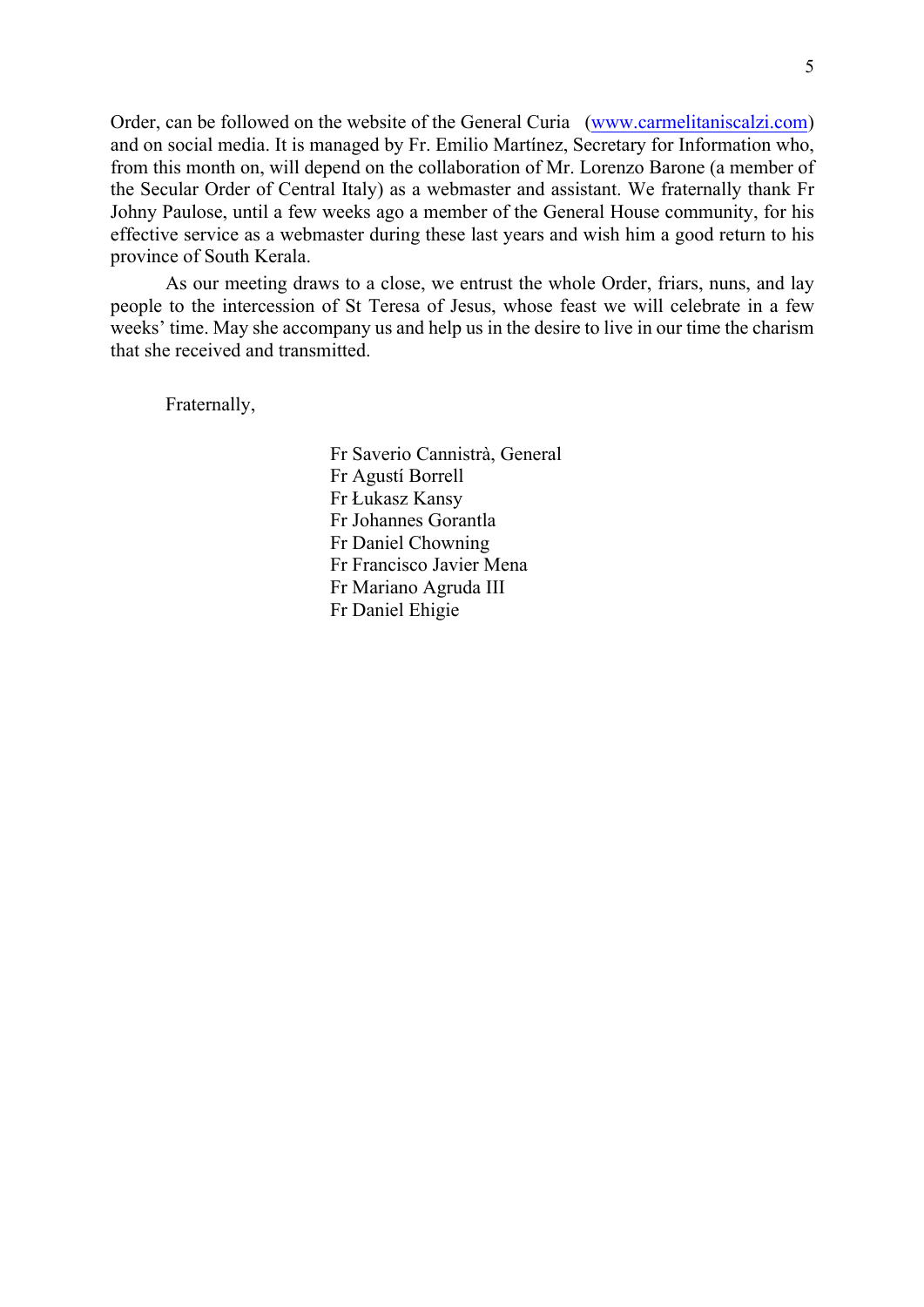Order, can be followed on the website of the General Curia (www.carmelitaniscalzi.com) and on social media. It is managed by Fr. Emilio Martínez, Secretary for Information who, from this month on, will depend on the collaboration of Mr. Lorenzo Barone (a member of the Secular Order of Central Italy) as a webmaster and assistant. We fraternally thank Fr Johny Paulose, until a few weeks ago a member of the General House community, for his effective service as a webmaster during these last years and wish him a good return to his province of South Kerala.

As our meeting draws to a close, we entrust the whole Order, friars, nuns, and lay people to the intercession of St Teresa of Jesus, whose feast we will celebrate in a few weeks' time. May she accompany us and help us in the desire to live in our time the charism that she received and transmitted.

Fraternally,

Fr Saverio Cannistrà, General
Fr Agustí Borrell
Fr Łukasz Kansy
Fr Johannes Gorantla
Fr Daniel Chowning
Fr Francisco Javier Mena
Fr Mariano Agruda III
Fr Daniel Ehigie